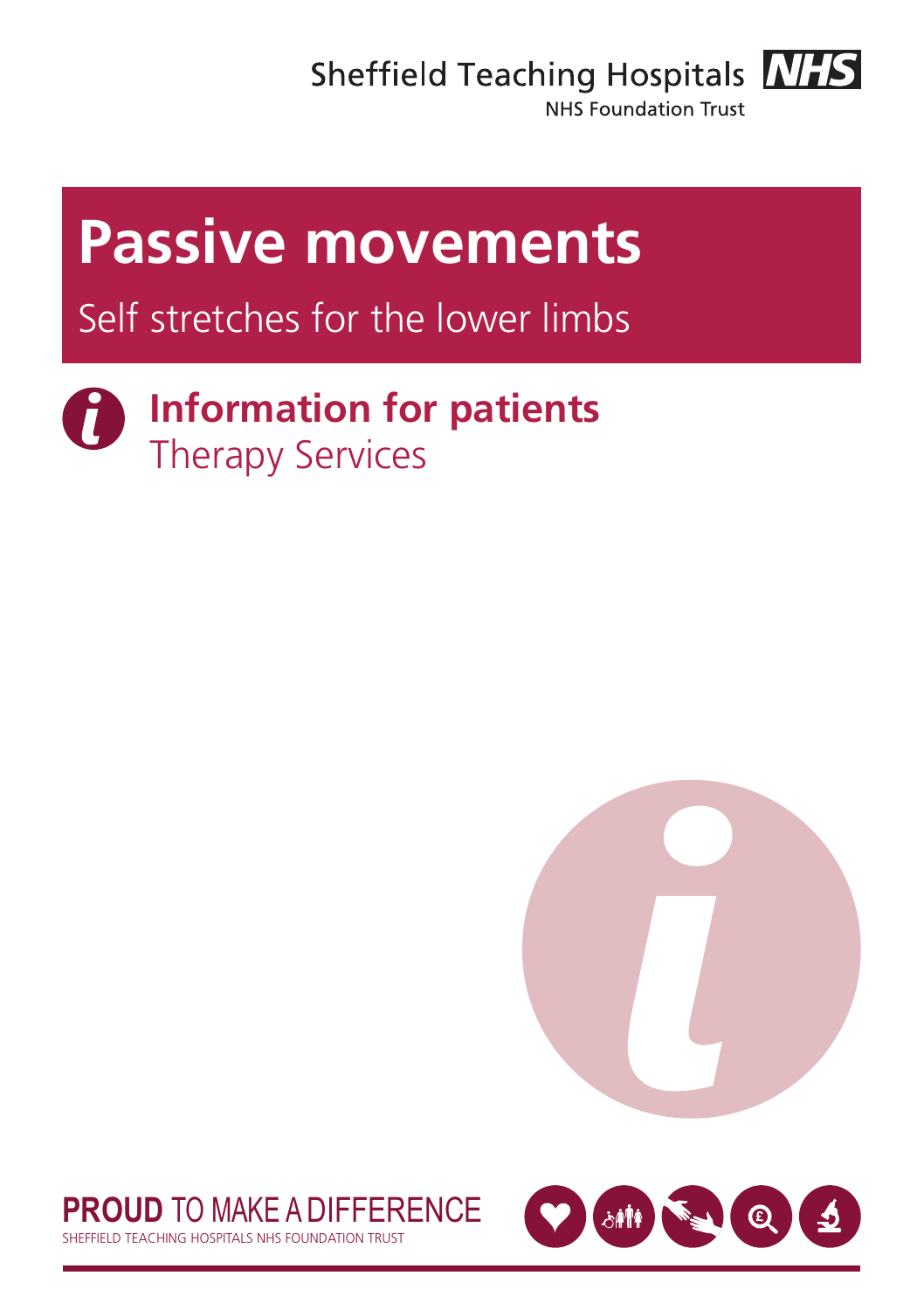Sheffield Teaching Hospitals NHS Foundation Trust

# Passive movements

## Self stretches for the lower limbs

**Information for patients**
Therapy Services

**PROUD** TO MAKE A DIFFERENCE
SHEFFIELD TEACHING HOSPITALS NHS FOUNDATION TRUST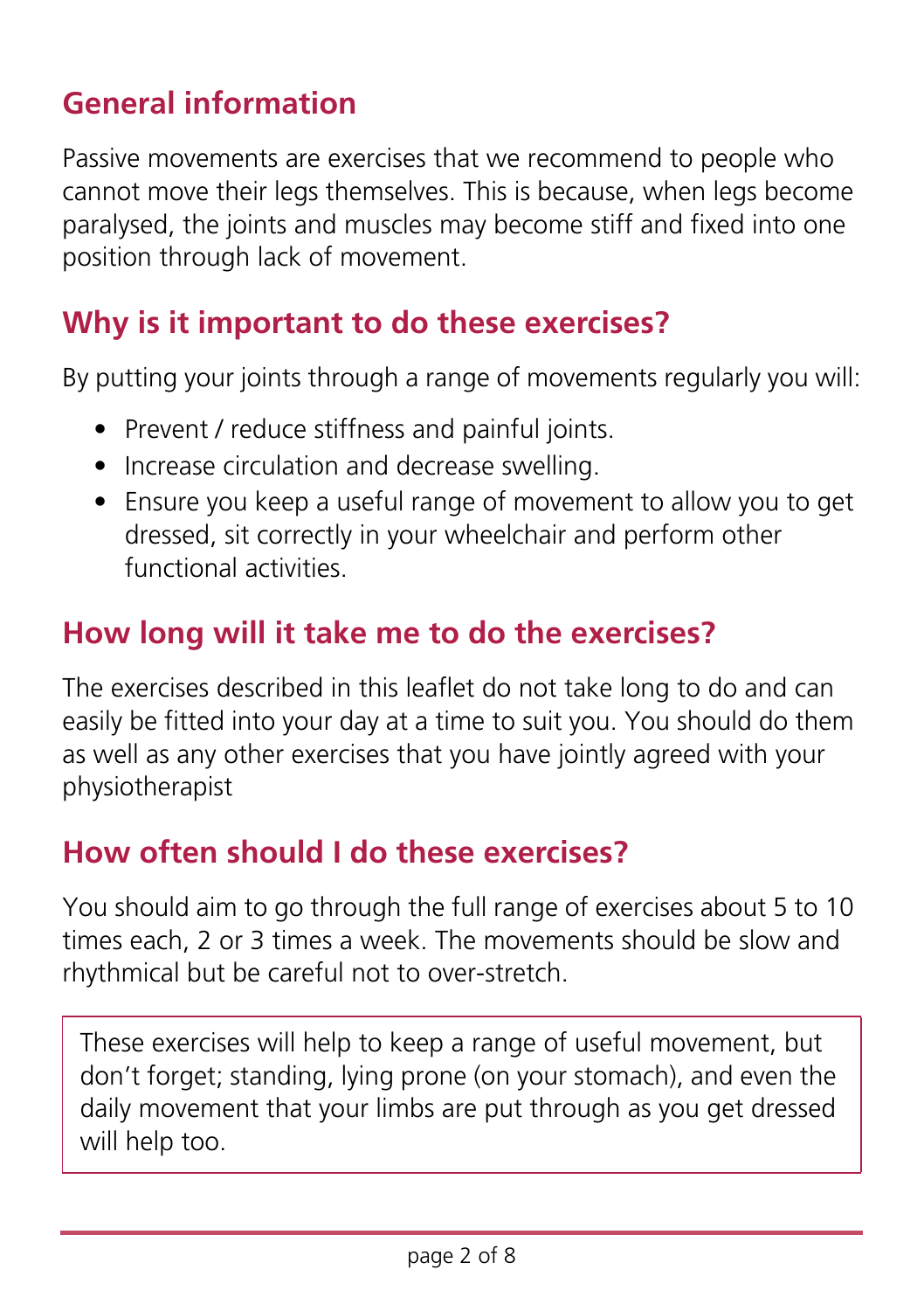## General information

Passive movements are exercises that we recommend to people who cannot move their legs themselves. This is because, when legs become paralysed, the joints and muscles may become stiff and fixed into one position through lack of movement.

## Why is it important to do these exercises?

By putting your joints through a range of movements regularly you will:

- Prevent / reduce stiffness and painful joints.
- Increase circulation and decrease swelling.
- Ensure you keep a useful range of movement to allow you to get dressed, sit correctly in your wheelchair and perform other functional activities.

## How long will it take me to do the exercises?

The exercises described in this leaflet do not take long to do and can easily be fitted into your day at a time to suit you. You should do them as well as any other exercises that you have jointly agreed with your physiotherapist

## How often should I do these exercises?

You should aim to go through the full range of exercises about 5 to 10 times each, 2 or 3 times a week. The movements should be slow and rhythmical but be careful not to over-stretch.

> These exercises will help to keep a range of useful movement, but don't forget; standing, lying prone (on your stomach), and even the daily movement that your limbs are put through as you get dressed will help too.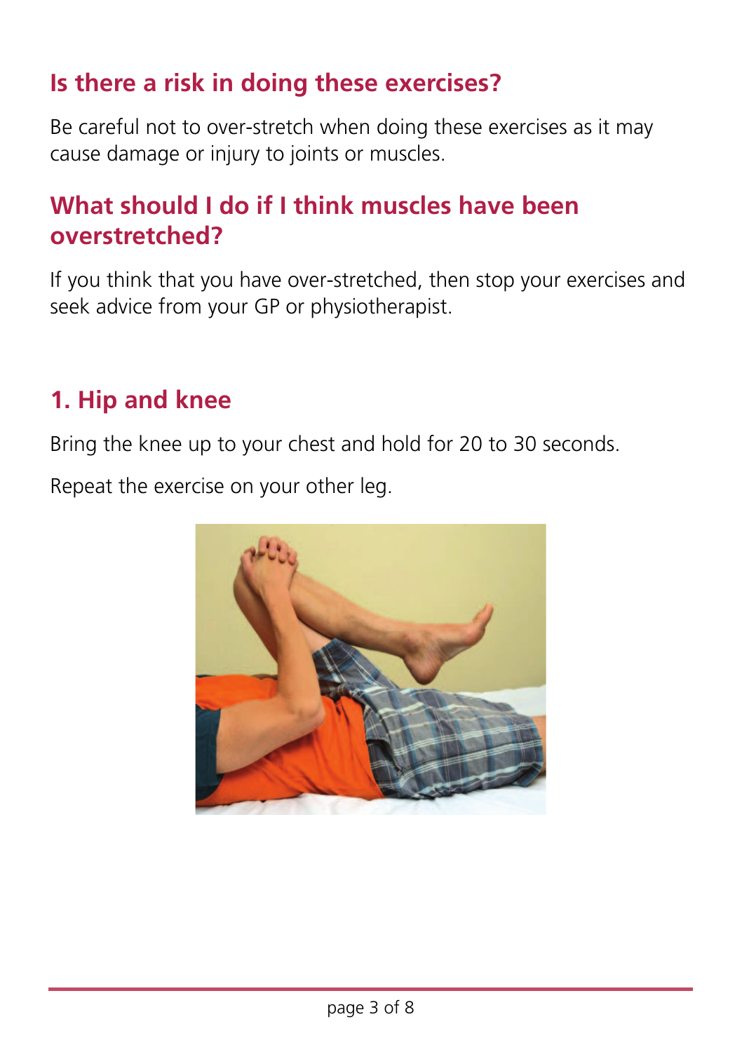## Is there a risk in doing these exercises?

Be careful not to over-stretch when doing these exercises as it may cause damage or injury to joints or muscles.

## What should I do if I think muscles have been overstretched?

If you think that you have over-stretched, then stop your exercises and seek advice from your GP or physiotherapist.

## 1. Hip and knee

Bring the knee up to your chest and hold for 20 to 30 seconds.

Repeat the exercise on your other leg.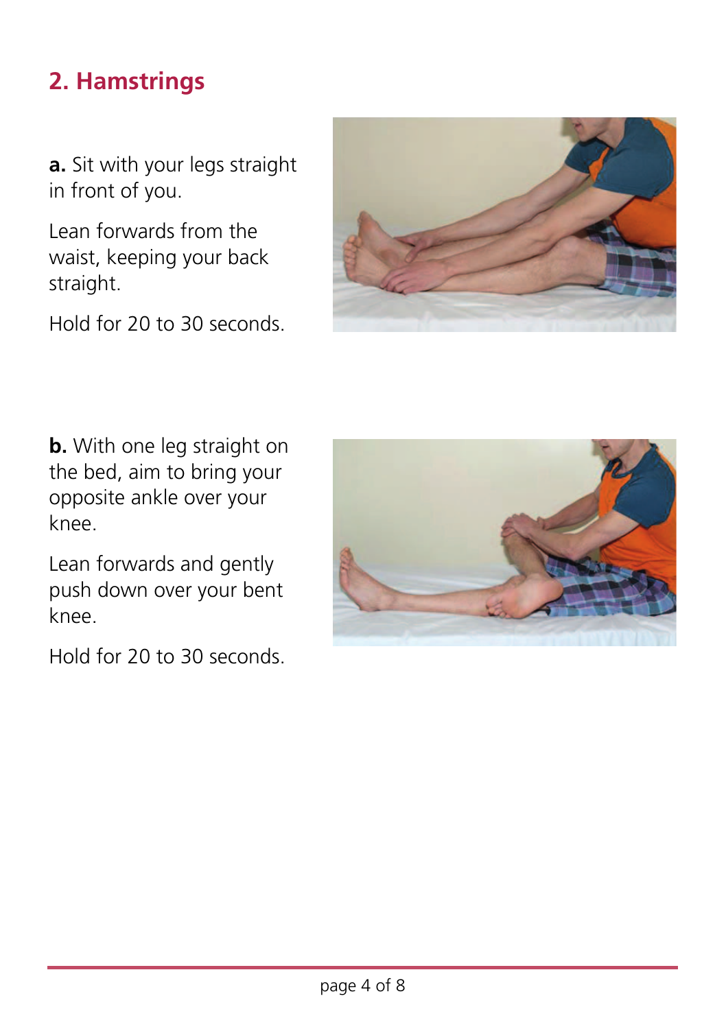## 2. Hamstrings

**a.** Sit with your legs straight in front of you.

Lean forwards from the waist, keeping your back straight.

Hold for 20 to 30 seconds.

**b.** With one leg straight on the bed, aim to bring your opposite ankle over your knee.

Lean forwards and gently push down over your bent knee.

Hold for 20 to 30 seconds.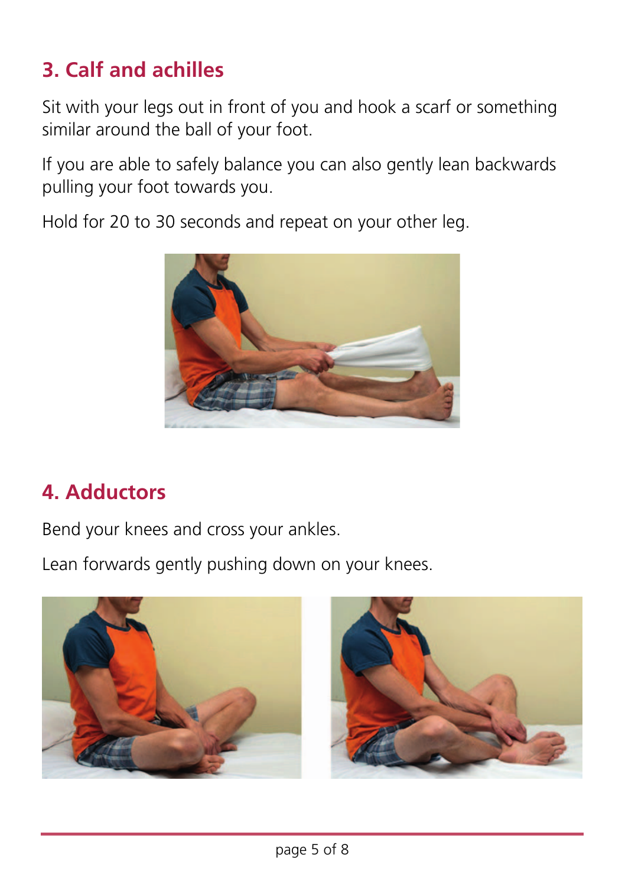## 3. Calf and achilles

Sit with your legs out in front of you and hook a scarf or something similar around the ball of your foot.

If you are able to safely balance you can also gently lean backwards pulling your foot towards you.

Hold for 20 to 30 seconds and repeat on your other leg.

## 4. Adductors

Bend your knees and cross your ankles.

Lean forwards gently pushing down on your knees.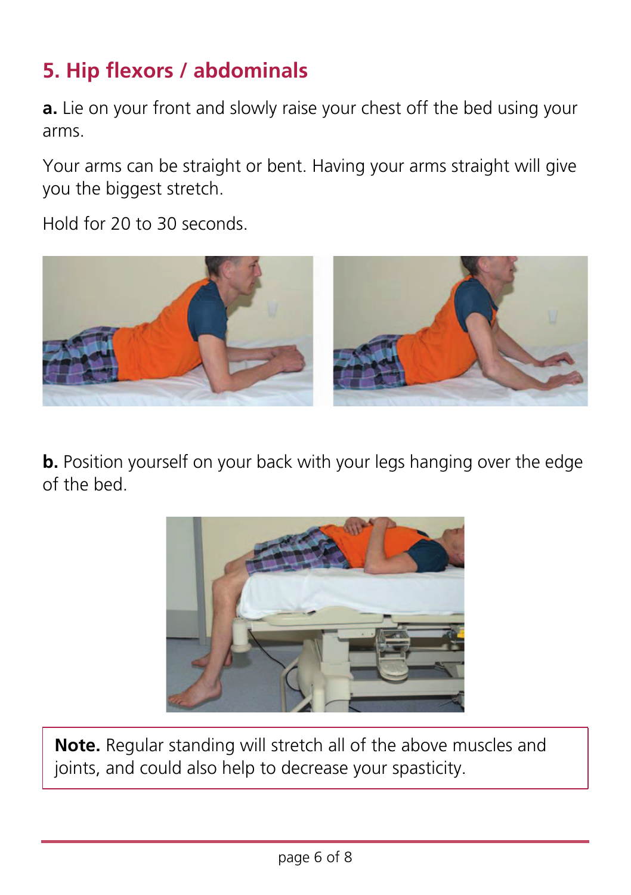## 5. Hip flexors / abdominals

**a.** Lie on your front and slowly raise your chest off the bed using your arms.

Your arms can be straight or bent. Having your arms straight will give you the biggest stretch.

Hold for 20 to 30 seconds.

**b.** Position yourself on your back with your legs hanging over the edge of the bed.

**Note.** Regular standing will stretch all of the above muscles and joints, and could also help to decrease your spasticity.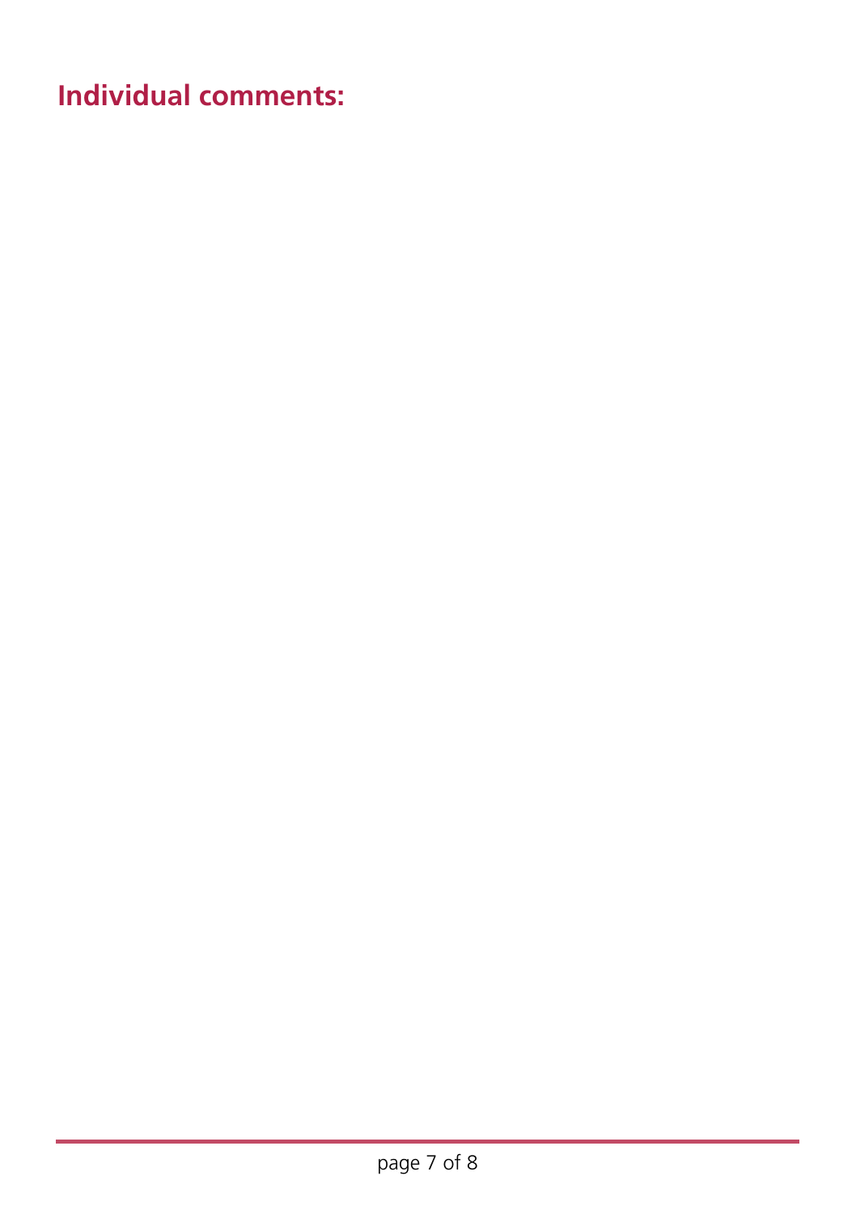## Individual comments: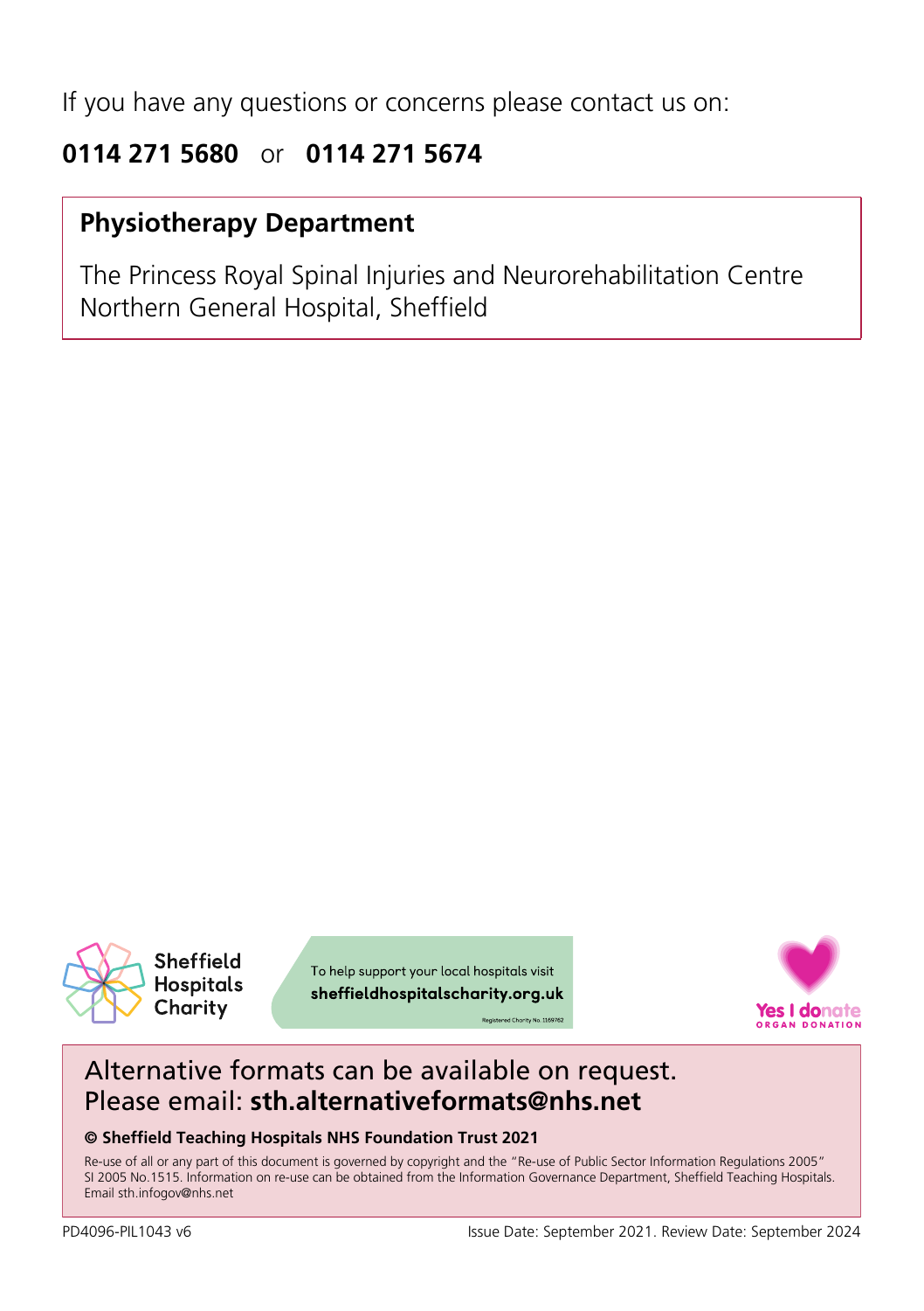If you have any questions or concerns please contact us on:

**0114 271 5680** or **0114 271 5674**

**Physiotherapy Department**

The Princess Royal Spinal Injuries and Neurorehabilitation Centre
Northern General Hospital, Sheffield

Sheffield Hospitals Charity

To help support your local hospitals visit
**sheffieldhospitalscharity.org.uk**

Registered Charity No. 1169762

Yes I donate
ORGAN DONATION

Alternative formats can be available on request.
Please email: **sth.alternativeformats@nhs.net**

**© Sheffield Teaching Hospitals NHS Foundation Trust 2021**

Re-use of all or any part of this document is governed by copyright and the "Re-use of Public Sector Information Regulations 2005" SI 2005 No.1515. Information on re-use can be obtained from the Information Governance Department, Sheffield Teaching Hospitals. Email sth.infogov@nhs.net

PD4096-PIL1043 v6

Issue Date: September 2021. Review Date: September 2024